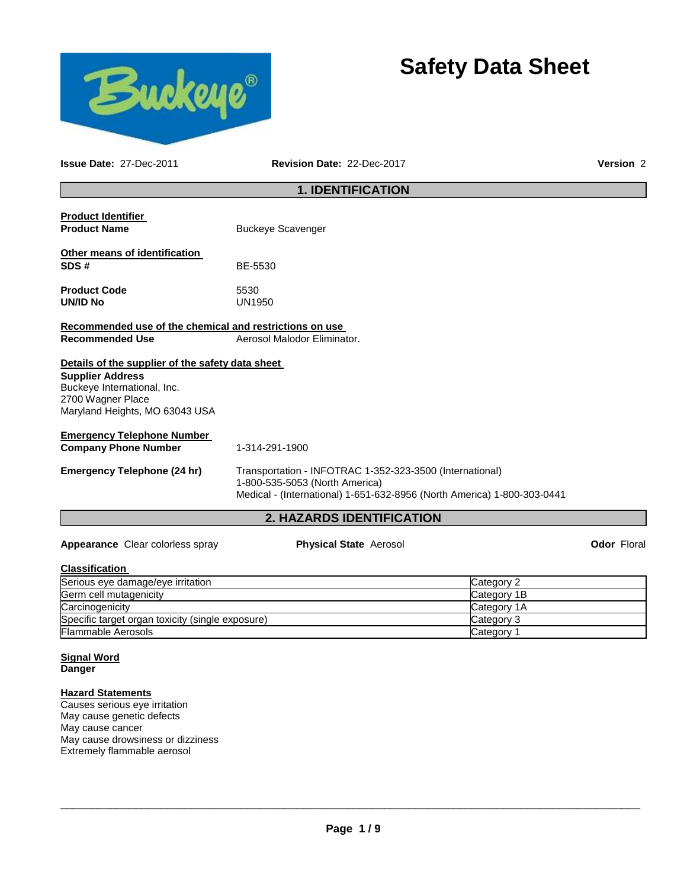# Safety Data Sheet

**Issue Date:** 27-Dec-2011 **Revision Date:** 22-Dec-2017 **Version** 2

## 1. IDENTIFICATION

**Product Identifier**

**Product Name** Buckeye Scavenger

**Other means of identification**

**SDS #** BE-5530

**Product Code** 5530

**UN/ID No** UN1950

**Recommended use of the chemical and restrictions on use**

**Recommended Use** Aerosol Malodor Eliminator.

**Details of the supplier of the safety data sheet**

**Supplier Address**
Buckeye International, Inc.
2700 Wagner Place
Maryland Heights, MO 63043 USA

**Emergency Telephone Number**

**Company Phone Number** 1-314-291-1900

**Emergency Telephone (24 hr)** Transportation - INFOTRAC 1-352-323-3500 (International)
1-800-535-5053 (North America)
Medical - (International) 1-651-632-8956 (North America) 1-800-303-0441

## 2. HAZARDS IDENTIFICATION

**Appearance** Clear colorless spray **Physical State** Aerosol **Odor** Floral

**Classification**

| | |
|---|---|
| Serious eye damage/eye irritation | Category 2 |
| Germ cell mutagenicity | Category 1B |
| Carcinogenicity | Category 1A |
| Specific target organ toxicity (single exposure) | Category 3 |
| Flammable Aerosols | Category 1 |

**Signal Word**

**Danger**

**Hazard Statements**

Causes serious eye irritation
May cause genetic defects
May cause cancer
May cause drowsiness or dizziness
Extremely flammable aerosol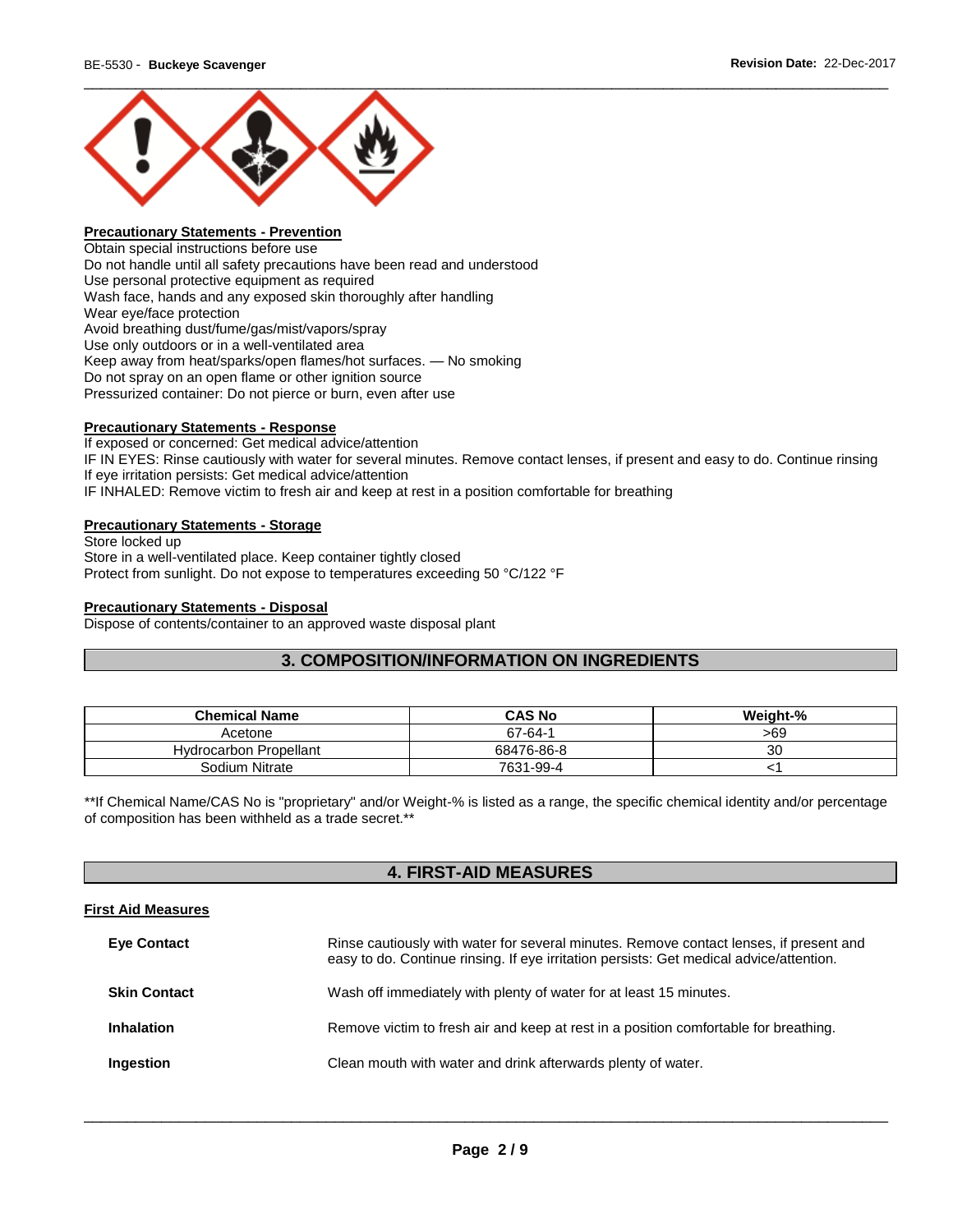### Precautionary Statements - Prevention

Obtain special instructions before use
Do not handle until all safety precautions have been read and understood
Use personal protective equipment as required
Wash face, hands and any exposed skin thoroughly after handling
Wear eye/face protection
Avoid breathing dust/fume/gas/mist/vapors/spray
Use only outdoors or in a well-ventilated area
Keep away from heat/sparks/open flames/hot surfaces. — No smoking
Do not spray on an open flame or other ignition source
Pressurized container: Do not pierce or burn, even after use

### Precautionary Statements - Response

If exposed or concerned: Get medical advice/attention
IF IN EYES: Rinse cautiously with water for several minutes. Remove contact lenses, if present and easy to do. Continue rinsing
If eye irritation persists: Get medical advice/attention
IF INHALED: Remove victim to fresh air and keep at rest in a position comfortable for breathing

### Precautionary Statements - Storage

Store locked up
Store in a well-ventilated place. Keep container tightly closed
Protect from sunlight. Do not expose to temperatures exceeding 50 °C/122 °F

### Precautionary Statements - Disposal

Dispose of contents/container to an approved waste disposal plant

## 3. COMPOSITION/INFORMATION ON INGREDIENTS

| Chemical Name | CAS No | Weight-% |
|---|---|---|
| Acetone | 67-64-1 | >69 |
| Hydrocarbon Propellant | 68476-86-8 | 30 |
| Sodium Nitrate | 7631-99-4 | <1 |

**If Chemical Name/CAS No is "proprietary" and/or Weight-% is listed as a range, the specific chemical identity and/or percentage of composition has been withheld as a trade secret.**

## 4. FIRST-AID MEASURES

### First Aid Measures

**Eye Contact** Rinse cautiously with water for several minutes. Remove contact lenses, if present and easy to do. Continue rinsing. If eye irritation persists: Get medical advice/attention.

**Skin Contact** Wash off immediately with plenty of water for at least 15 minutes.

**Inhalation** Remove victim to fresh air and keep at rest in a position comfortable for breathing.

**Ingestion** Clean mouth with water and drink afterwards plenty of water.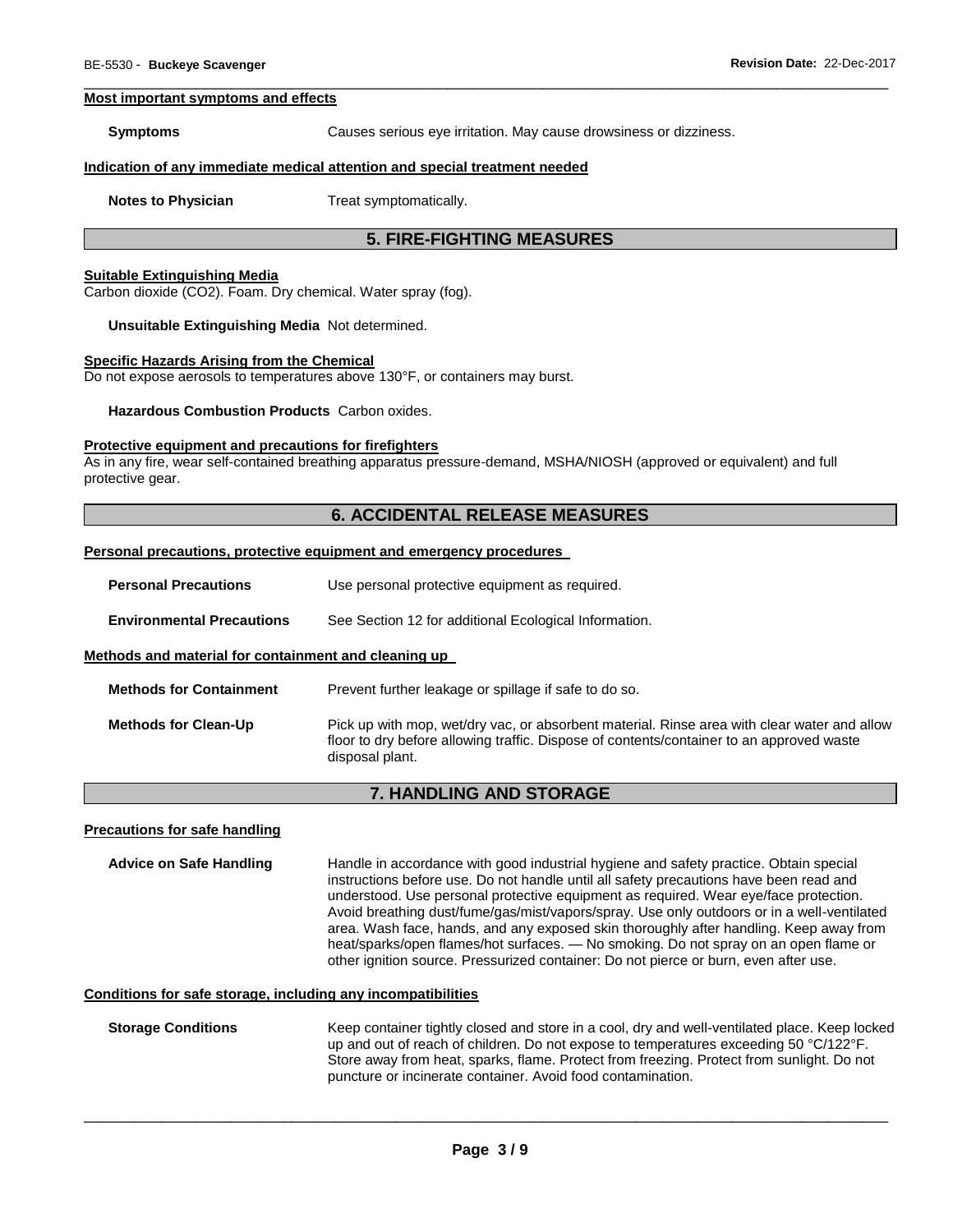#### Most important symptoms and effects

**Symptoms** Causes serious eye irritation. May cause drowsiness or dizziness.

#### Indication of any immediate medical attention and special treatment needed

**Notes to Physician** Treat symptomatically.

## 5. FIRE-FIGHTING MEASURES

#### Suitable Extinguishing Media

Carbon dioxide ($CO_2$). Foam. Dry chemical. Water spray (fog).

**Unsuitable Extinguishing Media** Not determined.

#### Specific Hazards Arising from the Chemical

Do not expose aerosols to temperatures above 130°F, or containers may burst.

**Hazardous Combustion Products** Carbon oxides.

#### Protective equipment and precautions for firefighters

As in any fire, wear self-contained breathing apparatus pressure-demand, MSHA/NIOSH (approved or equivalent) and full protective gear.

## 6. ACCIDENTAL RELEASE MEASURES

#### Personal precautions, protective equipment and emergency procedures

**Personal Precautions** Use personal protective equipment as required.

**Environmental Precautions** See Section 12 for additional Ecological Information.

#### Methods and material for containment and cleaning up

**Methods for Containment** Prevent further leakage or spillage if safe to do so.

**Methods for Clean-Up** Pick up with mop, wet/dry vac, or absorbent material. Rinse area with clear water and allow floor to dry before allowing traffic. Dispose of contents/container to an approved waste disposal plant.

## 7. HANDLING AND STORAGE

#### Precautions for safe handling

**Advice on Safe Handling** Handle in accordance with good industrial hygiene and safety practice. Obtain special instructions before use. Do not handle until all safety precautions have been read and understood. Use personal protective equipment as required. Wear eye/face protection. Avoid breathing dust/fume/gas/mist/vapors/spray. Use only outdoors or in a well-ventilated area. Wash face, hands, and any exposed skin thoroughly after handling. Keep away from heat/sparks/open flames/hot surfaces. — No smoking. Do not spray on an open flame or other ignition source. Pressurized container: Do not pierce or burn, even after use.

#### Conditions for safe storage, including any incompatibilities

**Storage Conditions** Keep container tightly closed and store in a cool, dry and well-ventilated place. Keep locked up and out of reach of children. Do not expose to temperatures exceeding 50 °C/122°F. Store away from heat, sparks, flame. Protect from freezing. Protect from sunlight. Do not puncture or incinerate container. Avoid food contamination.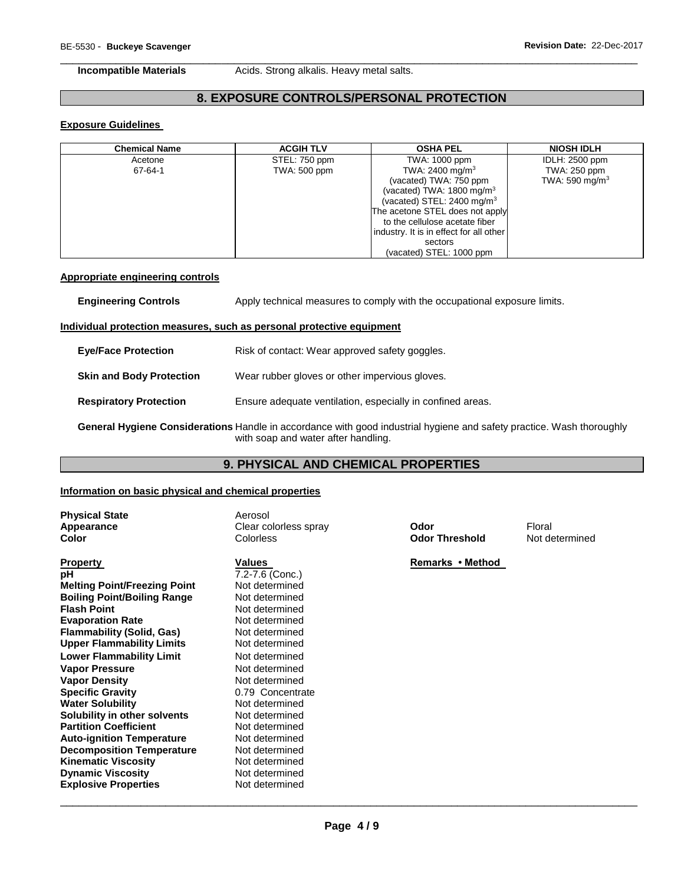**Incompatible Materials** Acids. Strong alkalis. Heavy metal salts.

## 8. EXPOSURE CONTROLS/PERSONAL PROTECTION

### Exposure Guidelines

| Chemical Name | ACGIH TLV | OSHA PEL | NIOSH IDLH |
|---|---|---|---|
| Acetone<br>67-64-1 | STEL: 750 ppm<br>TWA: 500 ppm | TWA: 1000 ppm<br>TWA: 2400 mg/m$^3$<br>(vacated) TWA: 750 ppm<br>(vacated) TWA: 1800 mg/m$^3$<br>(vacated) STEL: 2400 mg/m$^3$<br>The acetone STEL does not apply to the cellulose acetate fiber industry. It is in effect for all other sectors<br>(vacated) STEL: 1000 ppm | IDLH: 2500 ppm<br>TWA: 250 ppm<br>TWA: 590 mg/m$^3$ |

### Appropriate engineering controls

**Engineering Controls** Apply technical measures to comply with the occupational exposure limits.

### Individual protection measures, such as personal protective equipment

**Eye/Face Protection** Risk of contact: Wear approved safety goggles.

**Skin and Body Protection** Wear rubber gloves or other impervious gloves.

**Respiratory Protection** Ensure adequate ventilation, especially in confined areas.

**General Hygiene Considerations** Handle in accordance with good industrial hygiene and safety practice. Wash thoroughly with soap and water after handling.

## 9. PHYSICAL AND CHEMICAL PROPERTIES

### Information on basic physical and chemical properties

**Physical State** Aerosol
**Appearance** Clear colorless spray
**Color** Colorless
**Odor** Floral
**Odor Threshold** Not determined

| Property | Values | Remarks • Method |
|---|---|---|
| **pH** | 7.2-7.6 (Conc.) | |
| **Melting Point/Freezing Point** | Not determined | |
| **Boiling Point/Boiling Range** | Not determined | |
| **Flash Point** | Not determined | |
| **Evaporation Rate** | Not determined | |
| **Flammability (Solid, Gas)** | Not determined | |
| **Upper Flammability Limits** | Not determined | |
| **Lower Flammability Limit** | Not determined | |
| **Vapor Pressure** | Not determined | |
| **Vapor Density** | Not determined | |
| **Specific Gravity** | 0.79 Concentrate | |
| **Water Solubility** | Not determined | |
| **Solubility in other solvents** | Not determined | |
| **Partition Coefficient** | Not determined | |
| **Auto-ignition Temperature** | Not determined | |
| **Decomposition Temperature** | Not determined | |
| **Kinematic Viscosity** | Not determined | |
| **Dynamic Viscosity** | Not determined | |
| **Explosive Properties** | Not determined | |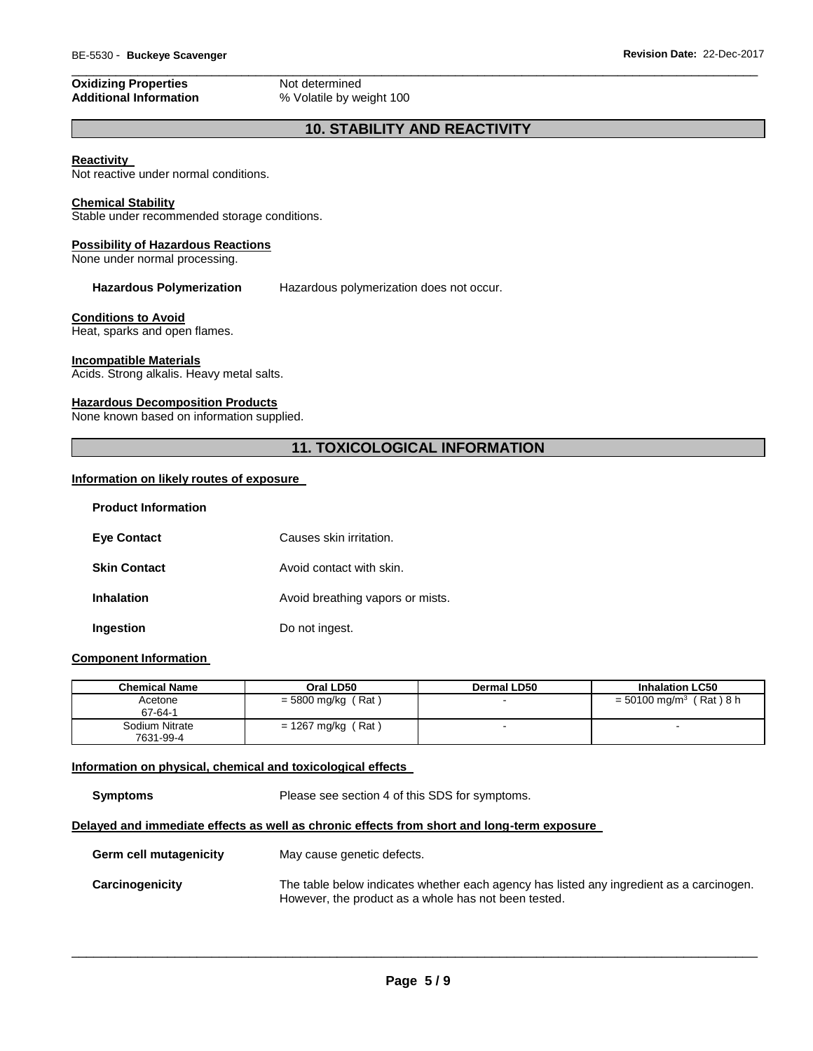| | |
|---|---|
| **Oxidizing Properties** | Not determined |
| **Additional Information** | % Volatile by weight 100 |

## 10. STABILITY AND REACTIVITY

**Reactivity**
Not reactive under normal conditions.

**Chemical Stability**
Stable under recommended storage conditions.

**Possibility of Hazardous Reactions**
None under normal processing.

**Hazardous Polymerization** Hazardous polymerization does not occur.

**Conditions to Avoid**
Heat, sparks and open flames.

**Incompatible Materials**
Acids. Strong alkalis. Heavy metal salts.

**Hazardous Decomposition Products**
None known based on information supplied.

## 11. TOXICOLOGICAL INFORMATION

**Information on likely routes of exposure**

**Product Information**

| | |
|---|---|
| **Eye Contact** | Causes skin irritation. |
| **Skin Contact** | Avoid contact with skin. |
| **Inhalation** | Avoid breathing vapors or mists. |
| **Ingestion** | Do not ingest. |

**Component Information**

| Chemical Name | Oral LD50 | Dermal LD50 | Inhalation LC50 |
|---|---|---|---|
| Acetone 67-64-1 | = 5800 mg/kg ( Rat ) | - | = 50100 mg/m$^3$ ( Rat ) 8 h |
| Sodium Nitrate 7631-99-4 | = 1267 mg/kg ( Rat ) | - | - |

**Information on physical, chemical and toxicological effects**

**Symptoms** Please see section 4 of this SDS for symptoms.

**Delayed and immediate effects as well as chronic effects from short and long-term exposure**

**Germ cell mutagenicity** May cause genetic defects.

**Carcinogenicity** The table below indicates whether each agency has listed any ingredient as a carcinogen. However, the product as a whole has not been tested.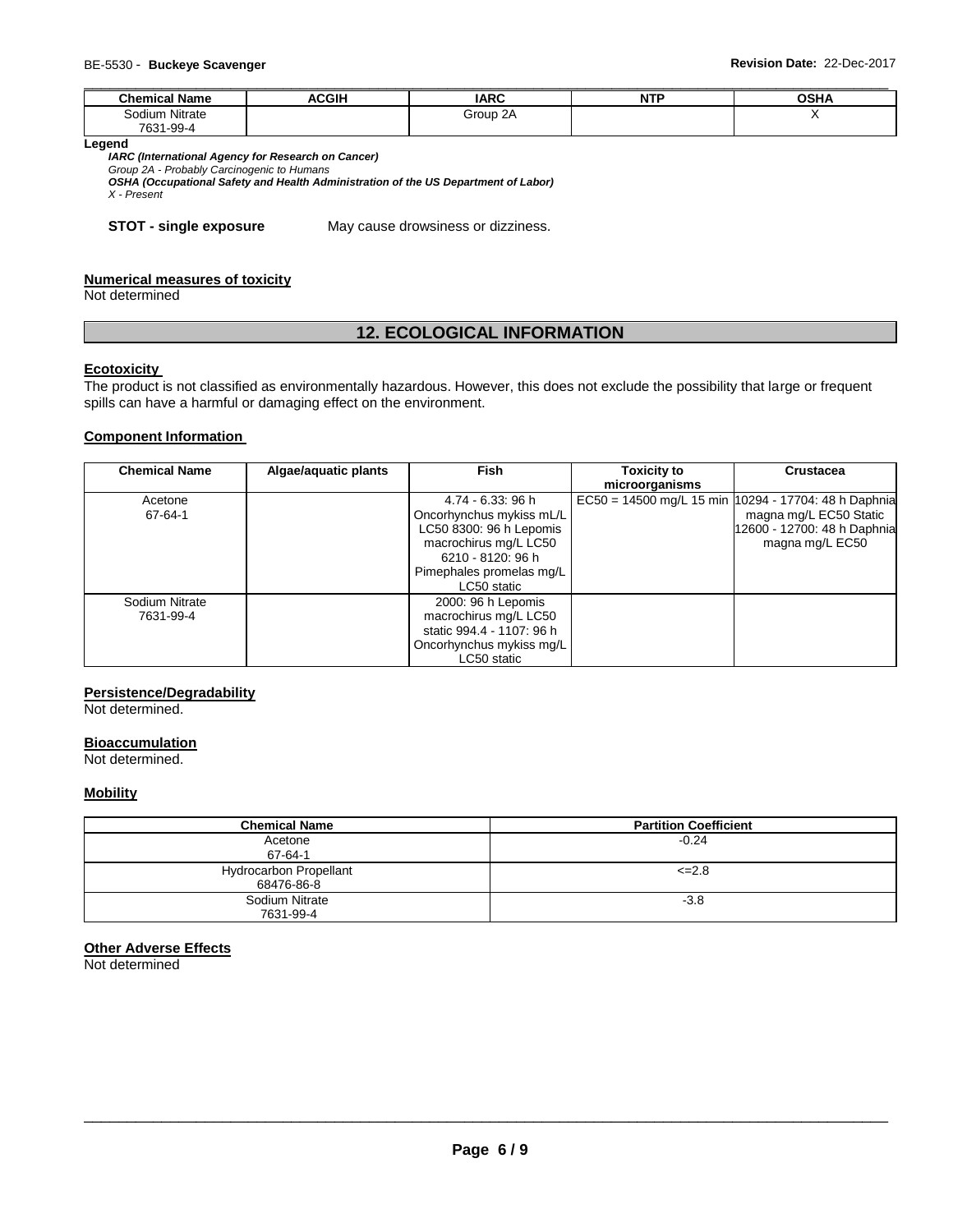| Chemical Name | ACGIH | IARC | NTP | OSHA |
| --- | --- | --- | --- | --- |
| Sodium Nitrate 7631-99-4 | | Group 2A | | X |

**Legend**

***IARC (International Agency for Research on Cancer)***
*Group 2A - Probably Carcinogenic to Humans*
***OSHA (Occupational Safety and Health Administration of the US Department of Labor)***
*X - Present*

**STOT - single exposure** May cause drowsiness or dizziness.

**Numerical measures of toxicity**
Not determined

## 12. ECOLOGICAL INFORMATION

**Ecotoxicity**

The product is not classified as environmentally hazardous. However, this does not exclude the possibility that large or frequent spills can have a harmful or damaging effect on the environment.

**Component Information**

| Chemical Name | Algae/aquatic plants | Fish | Toxicity to microorganisms | Crustacea |
| --- | --- | --- | --- | --- |
| Acetone 67-64-1 | | 4.74 - 6.33: 96 h Oncorhynchus mykiss mL/L LC50 8300: 96 h Lepomis macrochirus mg/L LC50 6210 - 8120: 96 h Pimephales promelas mg/L LC50 static | EC50 = 14500 mg/L 15 min | 10294 - 17704: 48 h Daphnia magna mg/L EC50 Static 12600 - 12700: 48 h Daphnia magna mg/L EC50 |
| Sodium Nitrate 7631-99-4 | | 2000: 96 h Lepomis macrochirus mg/L LC50 static 994.4 - 1107: 96 h Oncorhynchus mykiss mg/L LC50 static | | |

**Persistence/Degradability**
Not determined.

**Bioaccumulation**
Not determined.

**Mobility**

| Chemical Name | Partition Coefficient |
| --- | --- |
| Acetone 67-64-1 | -0.24 |
| Hydrocarbon Propellant 68476-86-8 | <=2.8 |
| Sodium Nitrate 7631-99-4 | -3.8 |

**Other Adverse Effects**
Not determined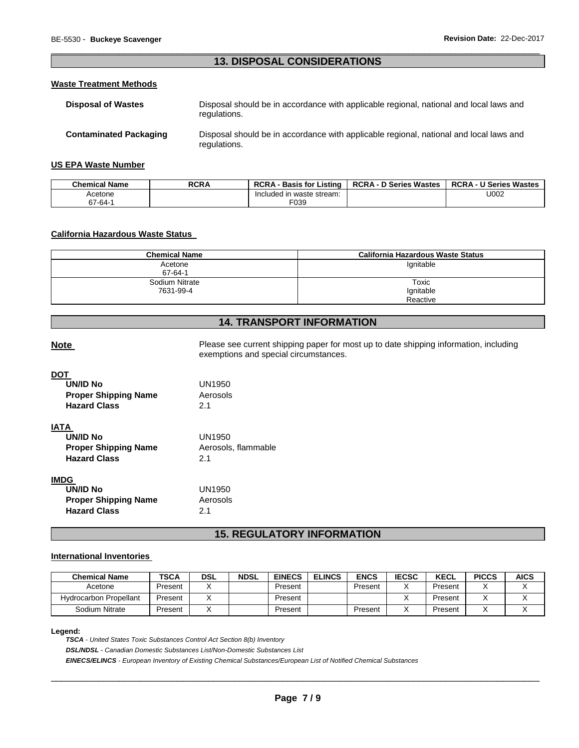## 13. DISPOSAL CONSIDERATIONS

### Waste Treatment Methods

**Disposal of Wastes** Disposal should be in accordance with applicable regional, national and local laws and regulations.

**Contaminated Packaging** Disposal should be in accordance with applicable regional, national and local laws and regulations.

### US EPA Waste Number

| Chemical Name | RCRA | RCRA - Basis for Listing | RCRA - D Series Wastes | RCRA - U Series Wastes |
|---|---|---|---|---|
| Acetone 67-64-1 | | Included in waste stream: F039 | | U002 |

### California Hazardous Waste Status

| Chemical Name | California Hazardous Waste Status |
|---|---|
| Acetone 67-64-1 | Ignitable |
| Sodium Nitrate 7631-99-4 | Toxic Ignitable Reactive |

## 14. TRANSPORT INFORMATION

**Note** Please see current shipping paper for most up to date shipping information, including exemptions and special circumstances.

**DOT**

**UN/ID No** UN1950
**Proper Shipping Name** Aerosols
**Hazard Class** 2.1

**IATA**

**UN/ID No** UN1950
**Proper Shipping Name** Aerosols, flammable
**Hazard Class** 2.1

**IMDG**

**UN/ID No** UN1950
**Proper Shipping Name** Aerosols
**Hazard Class** 2.1

## 15. REGULATORY INFORMATION

### International Inventories

| Chemical Name | TSCA | DSL | NDSL | EINECS | ELINCS | ENCS | IECSC | KECL | PICCS | AICS |
|---|---|---|---|---|---|---|---|---|---|---|
| Acetone | Present | X | | Present | | Present | X | Present | X | X |
| Hydrocarbon Propellant | Present | X | | Present | | | X | Present | X | X |
| Sodium Nitrate | Present | X | | Present | | Present | X | Present | X | X |

**Legend:**

*TSCA* - *United States Toxic Substances Control Act Section 8(b) Inventory*

*DSL/NDSL* - *Canadian Domestic Substances List/Non-Domestic Substances List*

*EINECS/ELINCS* - *European Inventory of Existing Chemical Substances/European List of Notified Chemical Substances*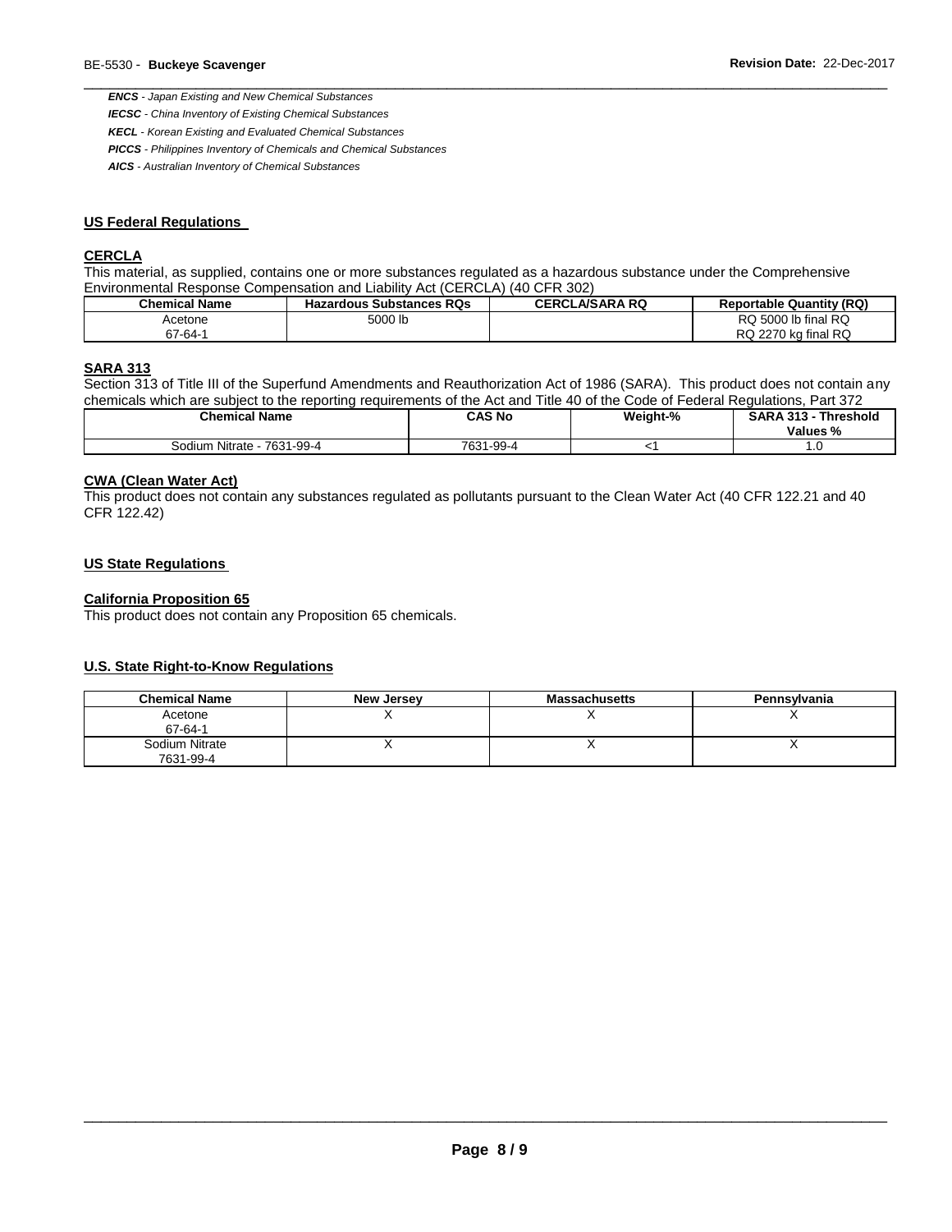***ENCS** - Japan Existing and New Chemical Substances*
***IECSC** - China Inventory of Existing Chemical Substances*
***KECL** - Korean Existing and Evaluated Chemical Substances*
***PICCS** - Philippines Inventory of Chemicals and Chemical Substances*
***AICS** - Australian Inventory of Chemical Substances*

## US Federal Regulations

### CERCLA

This material, as supplied, contains one or more substances regulated as a hazardous substance under the Comprehensive Environmental Response Compensation and Liability Act (CERCLA) (40 CFR 302)

| Chemical Name | Hazardous Substances RQs | CERCLA/SARA RQ | Reportable Quantity (RQ) |
|---|---|---|---|
| Acetone<br>67-64-1 | 5000 lb | | RQ 5000 lb final RQ<br>RQ 2270 kg final RQ |

### SARA 313

Section 313 of Title III of the Superfund Amendments and Reauthorization Act of 1986 (SARA). This product does not contain any chemicals which are subject to the reporting requirements of the Act and Title 40 of the Code of Federal Regulations, Part 372

| Chemical Name | CAS No | Weight-% | SARA 313 - Threshold Values % |
|---|---|---|---|
| Sodium Nitrate - 7631-99-4 | 7631-99-4 | <1 | 1.0 |

### CWA (Clean Water Act)

This product does not contain any substances regulated as pollutants pursuant to the Clean Water Act (40 CFR 122.21 and 40 CFR 122.42)

## US State Regulations

### California Proposition 65

This product does not contain any Proposition 65 chemicals.

### U.S. State Right-to-Know Regulations

| Chemical Name | New Jersey | Massachusetts | Pennsylvania |
|---|---|---|---|
| Acetone<br>67-64-1 | X | X | X |
| Sodium Nitrate<br>7631-99-4 | X | X | X |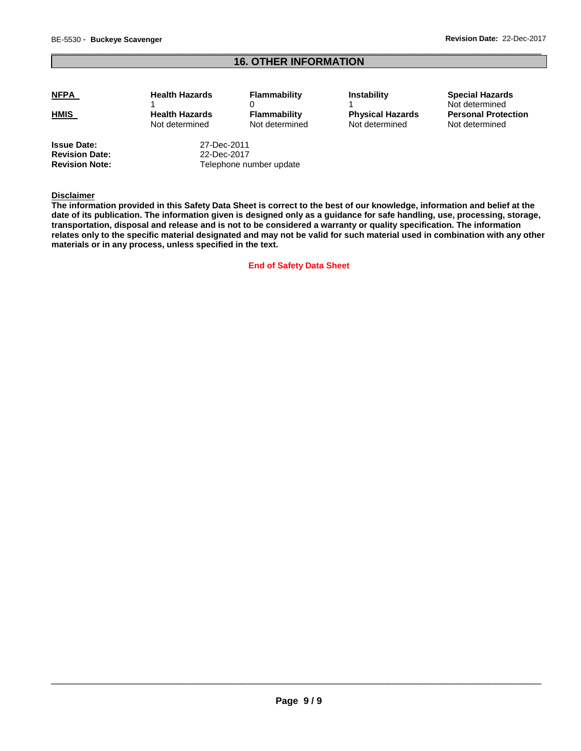## 16. OTHER INFORMATION

| | | | | |
|---|---|---|---|---|
| **NFPA** | **Health Hazards** | **Flammability** | **Instability** | **Special Hazards** |
| | 1 | 0 | 1 | Not determined |
| **HMIS** | **Health Hazards** | **Flammability** | **Physical Hazards** | **Personal Protection** |
| | Not determined | Not determined | Not determined | Not determined |

**Issue Date:** 27-Dec-2011
**Revision Date:** 22-Dec-2017
**Revision Note:** Telephone number update

**Disclaimer**

**The information provided in this Safety Data Sheet is correct to the best of our knowledge, information and belief at the date of its publication. The information given is designed only as a guidance for safe handling, use, processing, storage, transportation, disposal and release and is not to be considered a warranty or quality specification. The information relates only to the specific material designated and may not be valid for such material used in combination with any other materials or in any process, unless specified in the text.**

**End of Safety Data Sheet**